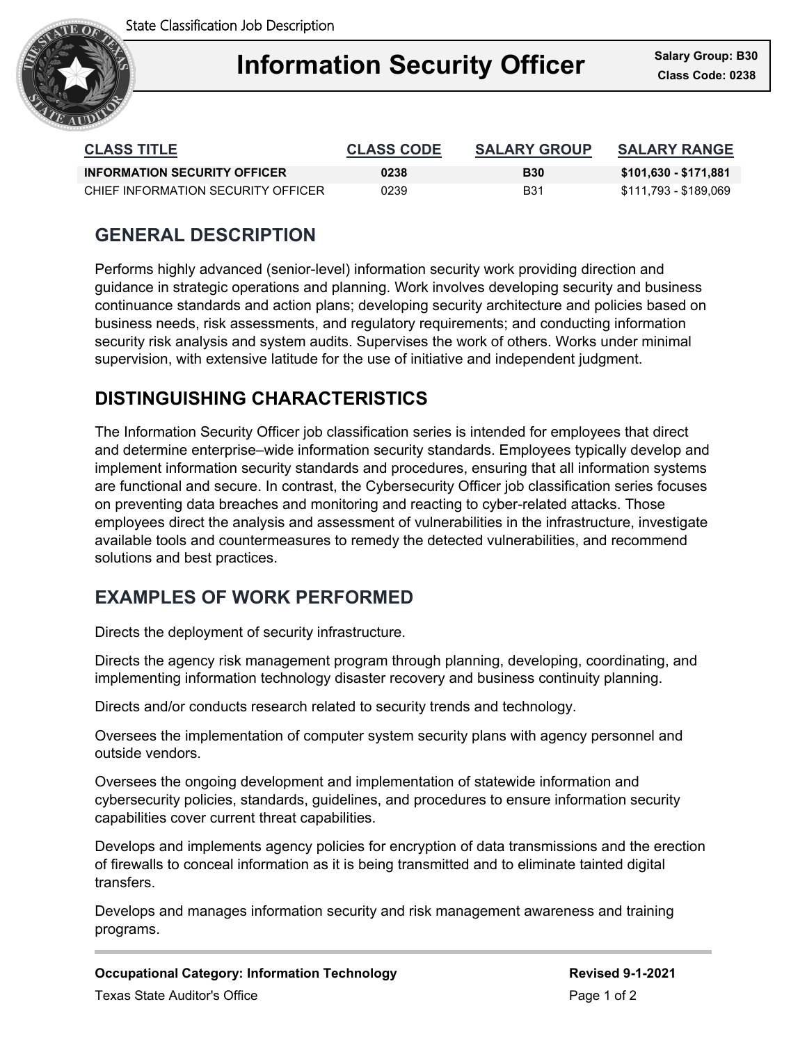State Classification Job Description

# Information Security Officer

**Salary Group: B30**
**Class Code: 0238**

| CLASS TITLE | CLASS CODE | SALARY GROUP | SALARY RANGE |
|---|---|---|---|
| **INFORMATION SECURITY OFFICER** | **0238** | **B30** | **$101,630 - $171,881** |
| CHIEF INFORMATION SECURITY OFFICER | 0239 | B31 | $111,793 - $189,069 |

## GENERAL DESCRIPTION

Performs highly advanced (senior-level) information security work providing direction and guidance in strategic operations and planning. Work involves developing security and business continuance standards and action plans; developing security architecture and policies based on business needs, risk assessments, and regulatory requirements; and conducting information security risk analysis and system audits. Supervises the work of others. Works under minimal supervision, with extensive latitude for the use of initiative and independent judgment.

## DISTINGUISHING CHARACTERISTICS

The Information Security Officer job classification series is intended for employees that direct and determine enterprise–wide information security standards. Employees typically develop and implement information security standards and procedures, ensuring that all information systems are functional and secure. In contrast, the Cybersecurity Officer job classification series focuses on preventing data breaches and monitoring and reacting to cyber-related attacks. Those employees direct the analysis and assessment of vulnerabilities in the infrastructure, investigate available tools and countermeasures to remedy the detected vulnerabilities, and recommend solutions and best practices.

## EXAMPLES OF WORK PERFORMED

Directs the deployment of security infrastructure.

Directs the agency risk management program through planning, developing, coordinating, and implementing information technology disaster recovery and business continuity planning.

Directs and/or conducts research related to security trends and technology.

Oversees the implementation of computer system security plans with agency personnel and outside vendors.

Oversees the ongoing development and implementation of statewide information and cybersecurity policies, standards, guidelines, and procedures to ensure information security capabilities cover current threat capabilities.

Develops and implements agency policies for encryption of data transmissions and the erection of firewalls to conceal information as it is being transmitted and to eliminate tainted digital transfers.

Develops and manages information security and risk management awareness and training programs.

**Occupational Category: Information Technology**
Texas State Auditor's Office

**Revised 9-1-2021**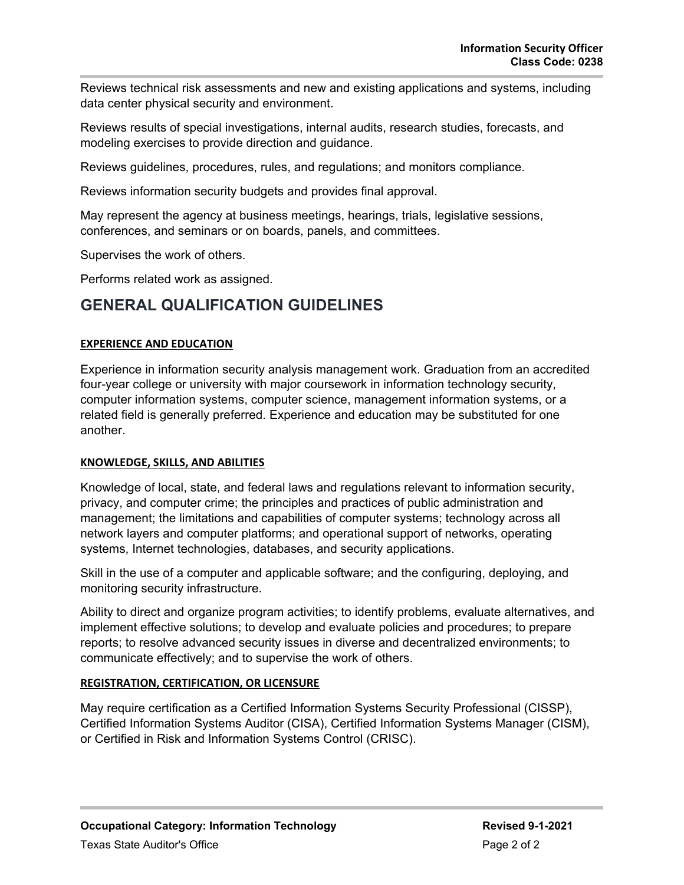Reviews technical risk assessments and new and existing applications and systems, including data center physical security and environment.

Reviews results of special investigations, internal audits, research studies, forecasts, and modeling exercises to provide direction and guidance.

Reviews guidelines, procedures, rules, and regulations; and monitors compliance.

Reviews information security budgets and provides final approval.

May represent the agency at business meetings, hearings, trials, legislative sessions, conferences, and seminars or on boards, panels, and committees.

Supervises the work of others.

Performs related work as assigned.

## GENERAL QUALIFICATION GUIDELINES

### EXPERIENCE AND EDUCATION

Experience in information security analysis management work. Graduation from an accredited four-year college or university with major coursework in information technology security, computer information systems, computer science, management information systems, or a related field is generally preferred. Experience and education may be substituted for one another.

### KNOWLEDGE, SKILLS, AND ABILITIES

Knowledge of local, state, and federal laws and regulations relevant to information security, privacy, and computer crime; the principles and practices of public administration and management; the limitations and capabilities of computer systems; technology across all network layers and computer platforms; and operational support of networks, operating systems, Internet technologies, databases, and security applications.

Skill in the use of a computer and applicable software; and the configuring, deploying, and monitoring security infrastructure.

Ability to direct and organize program activities; to identify problems, evaluate alternatives, and implement effective solutions; to develop and evaluate policies and procedures; to prepare reports; to resolve advanced security issues in diverse and decentralized environments; to communicate effectively; and to supervise the work of others.

### REGISTRATION, CERTIFICATION, OR LICENSURE

May require certification as a Certified Information Systems Security Professional (CISSP), Certified Information Systems Auditor (CISA), Certified Information Systems Manager (CISM), or Certified in Risk and Information Systems Control (CRISC).